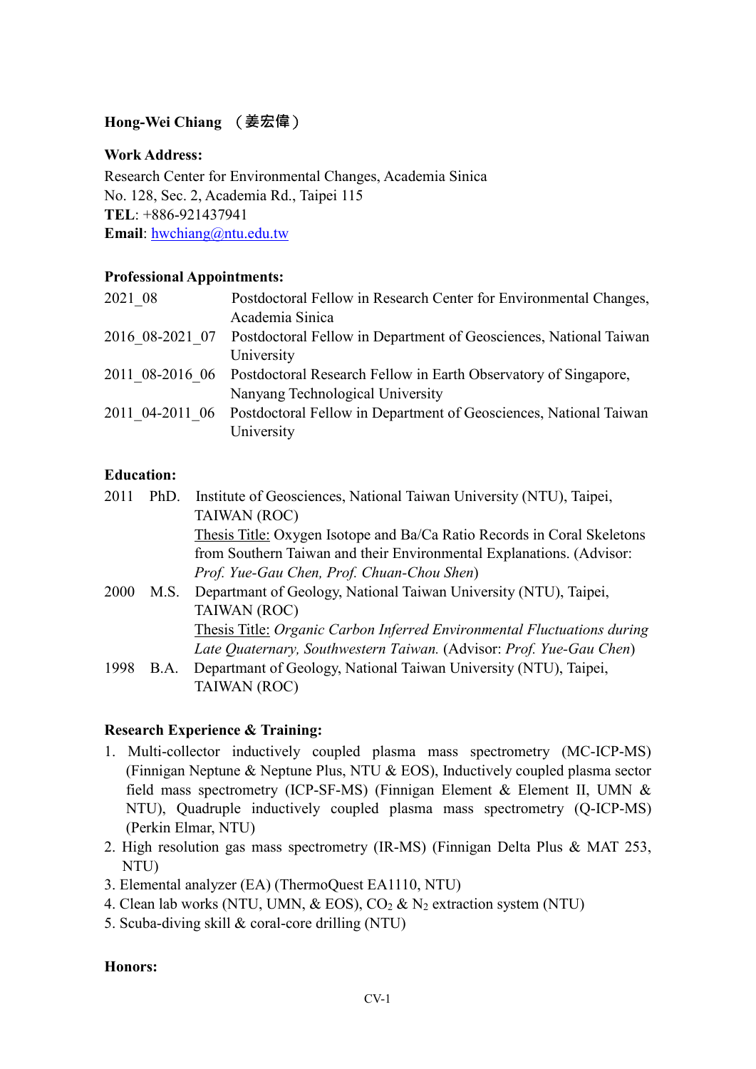**Hong-Wei Chiang （姜宏偉）**

**Work Address:**
Research Center for Environmental Changes, Academia Sinica
No. 128, Sec. 2, Academia Rd., Taipei 115
**TEL**: +886-921437941
**Email**: hwchiang@ntu.edu.tw

**Professional Appointments:**

| | |
|---|---|
| 2021_08 | Postdoctoral Fellow in Research Center for Environmental Changes, Academia Sinica |
| 2016_08-2021_07 | Postdoctoral Fellow in Department of Geosciences, National Taiwan University |
| 2011_08-2016_06 | Postdoctoral Research Fellow in Earth Observatory of Singapore, Nanyang Technological University |
| 2011_04-2011_06 | Postdoctoral Fellow in Department of Geosciences, National Taiwan University |

**Education:**

2011 PhD. Institute of Geosciences, National Taiwan University (NTU), Taipei, TAIWAN (ROC)
Thesis Title: Oxygen Isotope and Ba/Ca Ratio Records in Coral Skeletons from Southern Taiwan and their Environmental Explanations. (Advisor: *Prof. Yue-Gau Chen, Prof. Chuan-Chou Shen*)

2000 M.S. Department of Geology, National Taiwan University (NTU), Taipei, TAIWAN (ROC)
Thesis Title: *Organic Carbon Inferred Environmental Fluctuations during Late Quaternary, Southwestern Taiwan.* (Advisor: *Prof. Yue-Gau Chen*)

1998 B.A. Department of Geology, National Taiwan University (NTU), Taipei, TAIWAN (ROC)

**Research Experience & Training:**

1. Multi-collector inductively coupled plasma mass spectrometry (MC-ICP-MS) (Finnigan Neptune & Neptune Plus, NTU & EOS), Inductively coupled plasma sector field mass spectrometry (ICP-SF-MS) (Finnigan Element & Element II, UMN & NTU), Quadruple inductively coupled plasma mass spectrometry (Q-ICP-MS) (Perkin Elmar, NTU)
2. High resolution gas mass spectrometry (IR-MS) (Finnigan Delta Plus & MAT 253, NTU)
3. Elemental analyzer (EA) (ThermoQuest EA1110, NTU)
4. Clean lab works (NTU, UMN, & EOS), $CO_2$ & $N_2$ extraction system (NTU)
5. Scuba-diving skill & coral-core drilling (NTU)

**Honors:**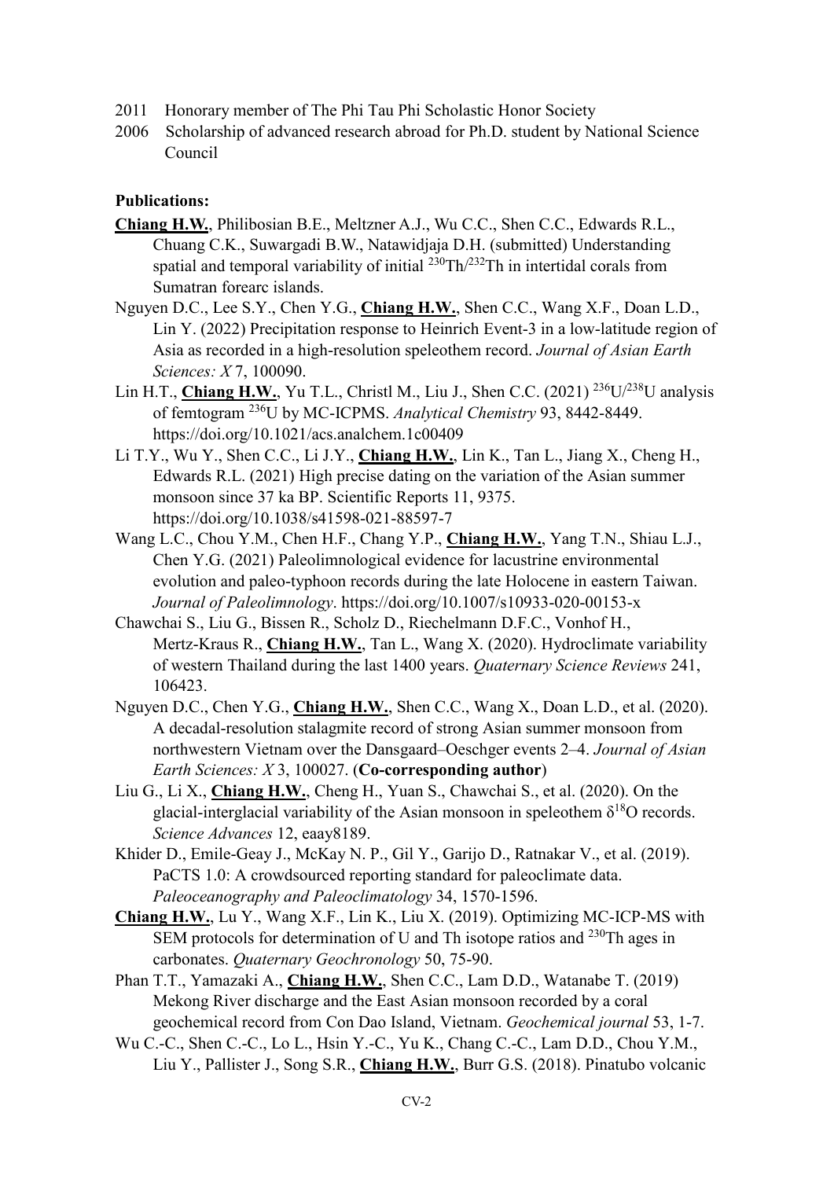2011 Honorary member of The Phi Tau Phi Scholastic Honor Society

2006 Scholarship of advanced research abroad for Ph.D. student by National Science Council

**Publications:**

**Chiang H.W.**, Philibosian B.E., Meltzner A.J., Wu C.C., Shen C.C., Edwards R.L., Chuang C.K., Suwargadi B.W., Natawidjaja D.H. (submitted) Understanding spatial and temporal variability of initial $^{230}Th/^{232}Th$ in intertidal corals from Sumatran forearc islands.

Nguyen D.C., Lee S.Y., Chen Y.G., **Chiang H.W.**, Shen C.C., Wang X.F., Doan L.D., Lin Y. (2022) Precipitation response to Heinrich Event-3 in a low-latitude region of Asia as recorded in a high-resolution speleothem record. *Journal of Asian Earth Sciences: X* 7, 100090.

Lin H.T., **Chiang H.W.**, Yu T.L., Christl M., Liu J., Shen C.C. (2021) $^{236}U/^{238}U$ analysis of femtogram $^{236}U$ by MC-ICPMS. *Analytical Chemistry* 93, 8442-8449. https://doi.org/10.1021/acs.analchem.1c00409

Li T.Y., Wu Y., Shen C.C., Li J.Y., **Chiang H.W.**, Lin K., Tan L., Jiang X., Cheng H., Edwards R.L. (2021) High precise dating on the variation of the Asian summer monsoon since 37 ka BP. Scientific Reports 11, 9375. https://doi.org/10.1038/s41598-021-88597-7

Wang L.C., Chou Y.M., Chen H.F., Chang Y.P., **Chiang H.W.**, Yang T.N., Shiau L.J., Chen Y.G. (2021) Paleolimnological evidence for lacustrine environmental evolution and paleo-typhoon records during the late Holocene in eastern Taiwan. *Journal of Paleolimnology*. https://doi.org/10.1007/s10933-020-00153-x

Chawchai S., Liu G., Bissen R., Scholz D., Riechelmann D.F.C., Vonhof H., Mertz-Kraus R., **Chiang H.W.**, Tan L., Wang X. (2020). Hydroclimate variability of western Thailand during the last 1400 years. *Quaternary Science Reviews* 241, 106423.

Nguyen D.C., Chen Y.G., **Chiang H.W.**, Shen C.C., Wang X., Doan L.D., et al. (2020). A decadal-resolution stalagmite record of strong Asian summer monsoon from northwestern Vietnam over the Dansgaard–Oeschger events 2–4. *Journal of Asian Earth Sciences: X* 3, 100027. (**Co-corresponding author**)

Liu G., Li X., **Chiang H.W.**, Cheng H., Yuan S., Chawchai S., et al. (2020). On the glacial-interglacial variability of the Asian monsoon in speleothem $\delta^{18}O$ records. *Science Advances* 12, eaay8189.

Khider D., Emile-Geay J., McKay N. P., Gil Y., Garijo D., Ratnakar V., et al. (2019). PaCTS 1.0: A crowdsourced reporting standard for paleoclimate data. *Paleoceanography and Paleoclimatology* 34, 1570-1596.

**Chiang H.W.**, Lu Y., Wang X.F., Lin K., Liu X. (2019). Optimizing MC-ICP-MS with SEM protocols for determination of U and Th isotope ratios and $^{230}Th$ ages in carbonates. *Quaternary Geochronology* 50, 75-90.

Phan T.T., Yamazaki A., **Chiang H.W.**, Shen C.C., Lam D.D., Watanabe T. (2019) Mekong River discharge and the East Asian monsoon recorded by a coral geochemical record from Con Dao Island, Vietnam. *Geochemical journal* 53, 1-7.

Wu C.-C., Shen C.-C., Lo L., Hsin Y.-C., Yu K., Chang C.-C., Lam D.D., Chou Y.M., Liu Y., Pallister J., Song S.R., **Chiang H.W.**, Burr G.S. (2018). Pinatubo volcanic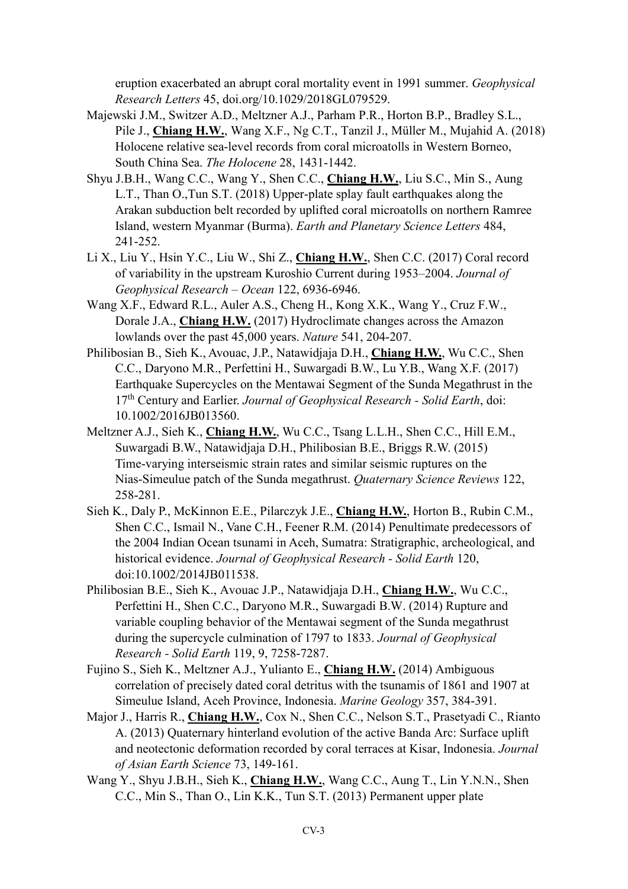eruption exacerbated an abrupt coral mortality event in 1991 summer. *Geophysical Research Letters* 45, doi.org/10.1029/2018GL079529.

Majewski J.M., Switzer A.D., Meltzner A.J., Parham P.R., Horton B.P., Bradley S.L., Pile J., **Chiang H.W.**, Wang X.F., Ng C.T., Tanzil J., Müller M., Mujahid A. (2018) Holocene relative sea-level records from coral microatolls in Western Borneo, South China Sea. *The Holocene* 28, 1431-1442.

Shyu J.B.H., Wang C.C., Wang Y., Shen C.C., **Chiang H.W.**, Liu S.C., Min S., Aung L.T., Than O.,Tun S.T. (2018) Upper-plate splay fault earthquakes along the Arakan subduction belt recorded by uplifted coral microatolls on northern Ramree Island, western Myanmar (Burma). *Earth and Planetary Science Letters* 484, 241-252.

Li X., Liu Y., Hsin Y.C., Liu W., Shi Z., **Chiang H.W.**, Shen C.C. (2017) Coral record of variability in the upstream Kuroshio Current during 1953–2004. *Journal of Geophysical Research – Ocean* 122, 6936-6946.

Wang X.F., Edward R.L., Auler A.S., Cheng H., Kong X.K., Wang Y., Cruz F.W., Dorale J.A., **Chiang H.W.** (2017) Hydroclimate changes across the Amazon lowlands over the past 45,000 years. *Nature* 541, 204-207.

Philibosian B., Sieh K., Avouac, J.P., Natawidjaja D.H., **Chiang H.W.**, Wu C.C., Shen C.C., Daryono M.R., Perfettini H., Suwargadi B.W., Lu Y.B., Wang X.F. (2017) Earthquake Supercycles on the Mentawai Segment of the Sunda Megathrust in the 17th Century and Earlier. *Journal of Geophysical Research - Solid Earth*, doi: 10.1002/2016JB013560.

Meltzner A.J., Sieh K., **Chiang H.W.**, Wu C.C., Tsang L.L.H., Shen C.C., Hill E.M., Suwargadi B.W., Natawidjaja D.H., Philibosian B.E., Briggs R.W. (2015) Time-varying interseismic strain rates and similar seismic ruptures on the Nias-Simeulue patch of the Sunda megathrust. *Quaternary Science Reviews* 122, 258-281.

Sieh K., Daly P., McKinnon E.E., Pilarczyk J.E., **Chiang H.W.**, Horton B., Rubin C.M., Shen C.C., Ismail N., Vane C.H., Feener R.M. (2014) Penultimate predecessors of the 2004 Indian Ocean tsunami in Aceh, Sumatra: Stratigraphic, archeological, and historical evidence. *Journal of Geophysical Research - Solid Earth* 120, doi:10.1002/2014JB011538.

Philibosian B.E., Sieh K., Avouac J.P., Natawidjaja D.H., **Chiang H.W.**, Wu C.C., Perfettini H., Shen C.C., Daryono M.R., Suwargadi B.W. (2014) Rupture and variable coupling behavior of the Mentawai segment of the Sunda megathrust during the supercycle culmination of 1797 to 1833. *Journal of Geophysical Research - Solid Earth* 119, 9, 7258-7287.

Fujino S., Sieh K., Meltzner A.J., Yulianto E., **Chiang H.W.** (2014) Ambiguous correlation of precisely dated coral detritus with the tsunamis of 1861 and 1907 at Simeulue Island, Aceh Province, Indonesia. *Marine Geology* 357, 384-391.

Major J., Harris R., **Chiang H.W.**, Cox N., Shen C.C., Nelson S.T., Prasetyadi C., Rianto A. (2013) Quaternary hinterland evolution of the active Banda Arc: Surface uplift and neotectonic deformation recorded by coral terraces at Kisar, Indonesia. *Journal of Asian Earth Science* 73, 149-161.

Wang Y., Shyu J.B.H., Sieh K., **Chiang H.W.**, Wang C.C., Aung T., Lin Y.N.N., Shen C.C., Min S., Than O., Lin K.K., Tun S.T. (2013) Permanent upper plate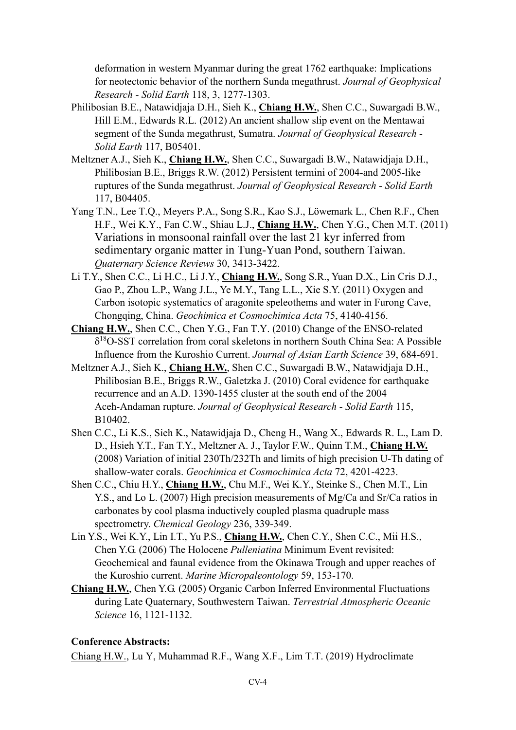deformation in western Myanmar during the great 1762 earthquake: Implications for neotectonic behavior of the northern Sunda megathrust. *Journal of Geophysical Research - Solid Earth* 118, 3, 1277-1303.

Philibosian B.E., Natawidjaja D.H., Sieh K., **Chiang H.W.**, Shen C.C., Suwargadi B.W., Hill E.M., Edwards R.L. (2012) An ancient shallow slip event on the Mentawai segment of the Sunda megathrust, Sumatra. *Journal of Geophysical Research - Solid Earth* 117, B05401.

Meltzner A.J., Sieh K., **Chiang H.W.**, Shen C.C., Suwargadi B.W., Natawidjaja D.H., Philibosian B.E., Briggs R.W. (2012) Persistent termini of 2004-and 2005-like ruptures of the Sunda megathrust. *Journal of Geophysical Research - Solid Earth* 117, B04405.

Yang T.N., Lee T.Q., Meyers P.A., Song S.R., Kao S.J., Löwemark L., Chen R.F., Chen H.F., Wei K.Y., Fan C.W., Shiau L.J., **Chiang H.W.**, Chen Y.G., Chen M.T. (2011) Variations in monsoonal rainfall over the last 21 kyr inferred from sedimentary organic matter in Tung-Yuan Pond, southern Taiwan. *Quaternary Science Reviews* 30, 3413-3422.

Li T.Y., Shen C.C., Li H.C., Li J.Y., **Chiang H.W.**, Song S.R., Yuan D.X., Lin Cris D.J., Gao P., Zhou L.P., Wang J.L., Ye M.Y., Tang L.L., Xie S.Y. (2011) Oxygen and Carbon isotopic systematics of aragonite speleothems and water in Furong Cave, Chongqing, China. *Geochimica et Cosmochimica Acta* 75, 4140-4156.

**Chiang H.W.**, Shen C.C., Chen Y.G., Fan T.Y. (2010) Change of the ENSO-related $\delta^{18}$O-SST correlation from coral skeletons in northern South China Sea: A Possible Influence from the Kuroshio Current. *Journal of Asian Earth Science* 39, 684-691.

Meltzner A.J., Sieh K., **Chiang H.W.**, Shen C.C., Suwargadi B.W., Natawidjaja D.H., Philibosian B.E., Briggs R.W., Galetzka J. (2010) Coral evidence for earthquake recurrence and an A.D. 1390-1455 cluster at the south end of the 2004 Aceh-Andaman rupture. *Journal of Geophysical Research - Solid Earth* 115, B10402.

Shen C.C., Li K.S., Sieh K., Natawidjaja D., Cheng H., Wang X., Edwards R. L., Lam D. D., Hsieh Y.T., Fan T.Y., Meltzner A. J., Taylor F.W., Quinn T.M., **Chiang H.W.** (2008) Variation of initial 230Th/232Th and limits of high precision U-Th dating of shallow-water corals. *Geochimica et Cosmochimica Acta* 72, 4201-4223.

Shen C.C., Chiu H.Y., **Chiang H.W.**, Chu M.F., Wei K.Y., Steinke S., Chen M.T., Lin Y.S., and Lo L. (2007) High precision measurements of Mg/Ca and Sr/Ca ratios in carbonates by cool plasma inductively coupled plasma quadruple mass spectrometry. *Chemical Geology* 236, 339-349.

Lin Y.S., Wei K.Y., Lin I.T., Yu P.S., **Chiang H.W.**, Chen C.Y., Shen C.C., Mii H.S., Chen Y.G. (2006) The Holocene *Pulleniatina* Minimum Event revisited: Geochemical and faunal evidence from the Okinawa Trough and upper reaches of the Kuroshio current. *Marine Micropaleontology* 59, 153-170.

**Chiang H.W.**, Chen Y.G. (2005) Organic Carbon Inferred Environmental Fluctuations during Late Quaternary, Southwestern Taiwan. *Terrestrial Atmospheric Oceanic Science* 16, 1121-1132.

**Conference Abstracts:**

Chiang H.W., Lu Y, Muhammad R.F., Wang X.F., Lim T.T. (2019) Hydroclimate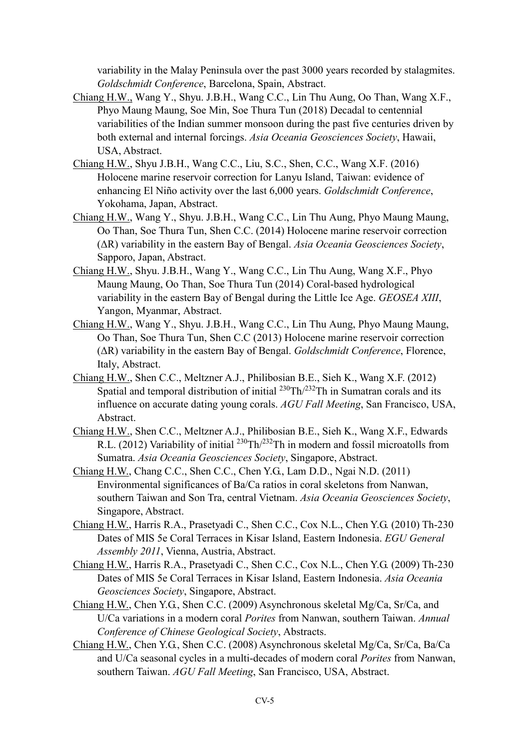variability in the Malay Peninsula over the past 3000 years recorded by stalagmites. *Goldschmidt Conference*, Barcelona, Spain, Abstract.

- Chiang H.W., Wang Y., Shyu. J.B.H., Wang C.C., Lin Thu Aung, Oo Than, Wang X.F., Phyo Maung Maung, Soe Min, Soe Thura Tun (2018) Decadal to centennial variabilities of the Indian summer monsoon during the past five centuries driven by both external and internal forcings. *Asia Oceania Geosciences Society*, Hawaii, USA, Abstract.
- Chiang H.W., Shyu J.B.H., Wang C.C., Liu, S.C., Shen, C.C., Wang X.F. (2016) Holocene marine reservoir correction for Lanyu Island, Taiwan: evidence of enhancing El Niño activity over the last 6,000 years. *Goldschmidt Conference*, Yokohama, Japan, Abstract.
- Chiang H.W., Wang Y., Shyu. J.B.H., Wang C.C., Lin Thu Aung, Phyo Maung Maung, Oo Than, Soe Thura Tun, Shen C.C. (2014) Holocene marine reservoir correction (ΔR) variability in the eastern Bay of Bengal. *Asia Oceania Geosciences Society*, Sapporo, Japan, Abstract.
- Chiang H.W., Shyu. J.B.H., Wang Y., Wang C.C., Lin Thu Aung, Wang X.F., Phyo Maung Maung, Oo Than, Soe Thura Tun (2014) Coral-based hydrological variability in the eastern Bay of Bengal during the Little Ice Age. *GEOSEA XIII*, Yangon, Myanmar, Abstract.
- Chiang H.W., Wang Y., Shyu. J.B.H., Wang C.C., Lin Thu Aung, Phyo Maung Maung, Oo Than, Soe Thura Tun, Shen C.C (2013) Holocene marine reservoir correction (ΔR) variability in the eastern Bay of Bengal. *Goldschmidt Conference*, Florence, Italy, Abstract.
- Chiang H.W., Shen C.C., Meltzner A.J., Philibosian B.E., Sieh K., Wang X.F. (2012) Spatial and temporal distribution of initial $^{230}Th/^{232}Th$ in Sumatran corals and its influence on accurate dating young corals. *AGU Fall Meeting*, San Francisco, USA, Abstract.
- Chiang H.W., Shen C.C., Meltzner A.J., Philibosian B.E., Sieh K., Wang X.F., Edwards R.L. (2012) Variability of initial $^{230}Th/^{232}Th$ in modern and fossil microatolls from Sumatra. *Asia Oceania Geosciences Society*, Singapore, Abstract.
- Chiang H.W., Chang C.C., Shen C.C., Chen Y.G., Lam D.D., Ngai N.D. (2011) Environmental significances of Ba/Ca ratios in coral skeletons from Nanwan, southern Taiwan and Son Tra, central Vietnam. *Asia Oceania Geosciences Society*, Singapore, Abstract.
- Chiang H.W., Harris R.A., Prasetyadi C., Shen C.C., Cox N.L., Chen Y.G. (2010) Th-230 Dates of MIS 5e Coral Terraces in Kisar Island, Eastern Indonesia. *EGU General Assembly 2011*, Vienna, Austria, Abstract.
- Chiang H.W., Harris R.A., Prasetyadi C., Shen C.C., Cox N.L., Chen Y.G. (2009) Th-230 Dates of MIS 5e Coral Terraces in Kisar Island, Eastern Indonesia. *Asia Oceania Geosciences Society*, Singapore, Abstract.
- Chiang H.W., Chen Y.G., Shen C.C. (2009) Asynchronous skeletal Mg/Ca, Sr/Ca, and U/Ca variations in a modern coral *Porites* from Nanwan, southern Taiwan. *Annual Conference of Chinese Geological Society*, Abstracts.
- Chiang H.W., Chen Y.G., Shen C.C. (2008) Asynchronous skeletal Mg/Ca, Sr/Ca, Ba/Ca and U/Ca seasonal cycles in a multi-decades of modern coral *Porites* from Nanwan, southern Taiwan. *AGU Fall Meeting*, San Francisco, USA, Abstract.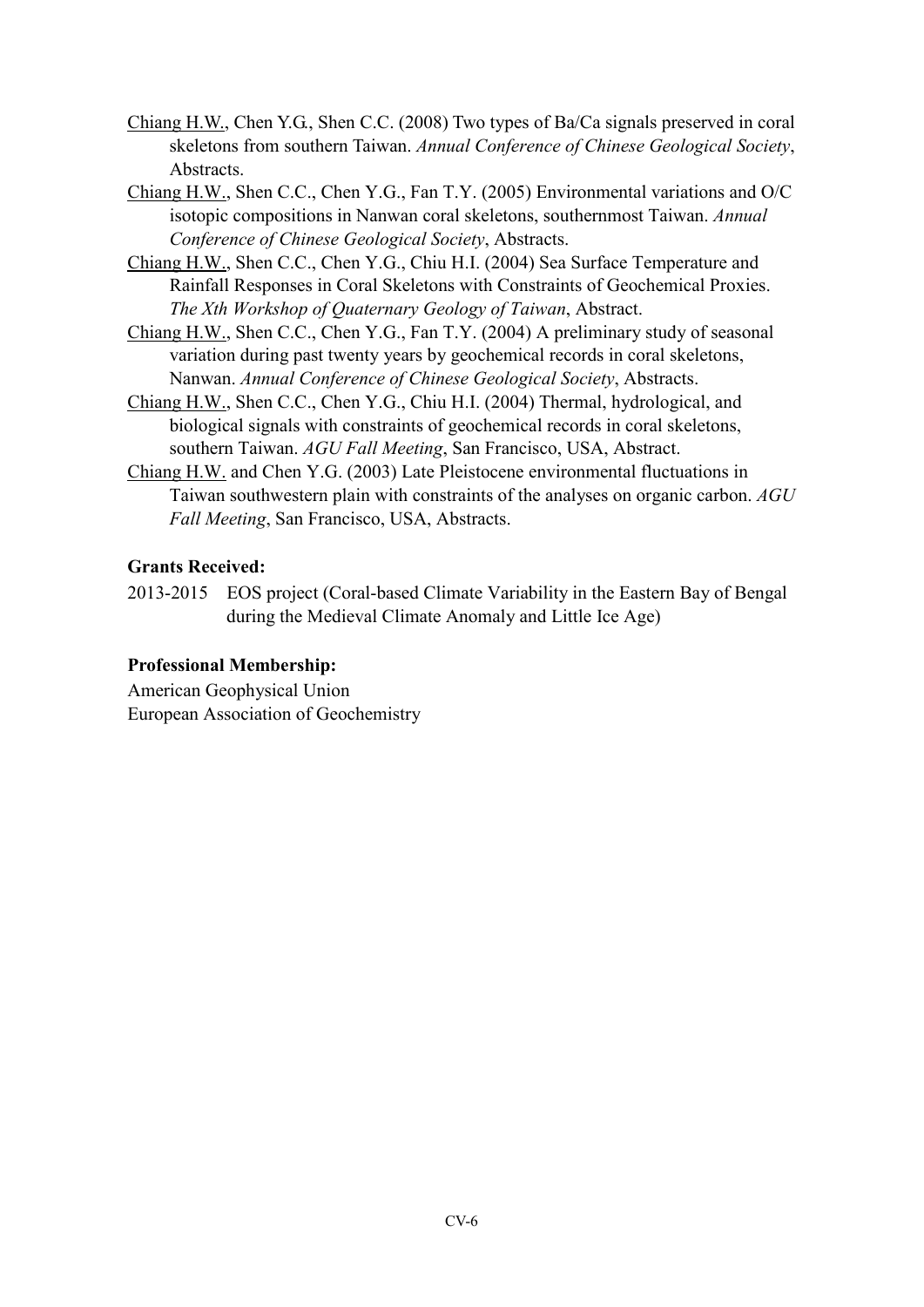Chiang H.W., Chen Y.G., Shen C.C. (2008) Two types of Ba/Ca signals preserved in coral skeletons from southern Taiwan. *Annual Conference of Chinese Geological Society*, Abstracts.

Chiang H.W., Shen C.C., Chen Y.G., Fan T.Y. (2005) Environmental variations and O/C isotopic compositions in Nanwan coral skeletons, southernmost Taiwan. *Annual Conference of Chinese Geological Society*, Abstracts.

Chiang H.W., Shen C.C., Chen Y.G., Chiu H.I. (2004) Sea Surface Temperature and Rainfall Responses in Coral Skeletons with Constraints of Geochemical Proxies. *The Xth Workshop of Quaternary Geology of Taiwan*, Abstract.

Chiang H.W., Shen C.C., Chen Y.G., Fan T.Y. (2004) A preliminary study of seasonal variation during past twenty years by geochemical records in coral skeletons, Nanwan. *Annual Conference of Chinese Geological Society*, Abstracts.

Chiang H.W., Shen C.C., Chen Y.G., Chiu H.I. (2004) Thermal, hydrological, and biological signals with constraints of geochemical records in coral skeletons, southern Taiwan. *AGU Fall Meeting*, San Francisco, USA, Abstract.

Chiang H.W. and Chen Y.G. (2003) Late Pleistocene environmental fluctuations in Taiwan southwestern plain with constraints of the analyses on organic carbon. *AGU Fall Meeting*, San Francisco, USA, Abstracts.

**Grants Received:**

2013-2015 EOS project (Coral-based Climate Variability in the Eastern Bay of Bengal during the Medieval Climate Anomaly and Little Ice Age)

**Professional Membership:**

American Geophysical Union

European Association of Geochemistry